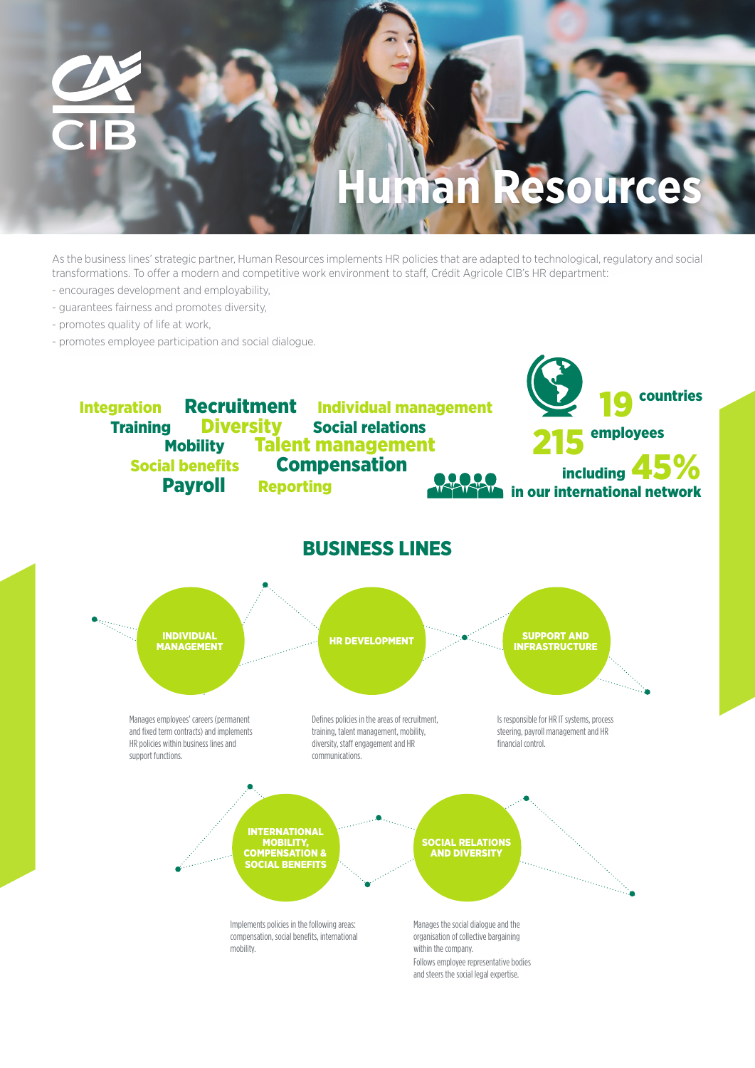# Human Resources

As the business lines' strategic partner, Human Resources implements HR policies that are adapted to technological, regulatory and social transformations. To offer a modern and competitive work environment to staff, Crédit Agricole CIB's HR department:

- encourages development and employability,
- guarantees fairness and promotes diversity,
- promotes quality of life at work,
- promotes employee participation and social dialogue.

Integration · Recruitment · Individual management · Training · Diversity · Social relations · Mobility · Talent management · Social benefits · Compensation · Payroll · Reporting

**19** countries

**215** employees including **45%** in our international network

## BUSINESS LINES

### INDIVIDUAL MANAGEMENT

Manages employees' careers (permanent and fixed term contracts) and implements HR policies within business lines and support functions.

### HR DEVELOPMENT

Defines policies in the areas of recruitment, training, talent management, mobility, diversity, staff engagement and HR communications.

### SUPPORT AND INFRASTRUCTURE

Is responsible for HR IT systems, process steering, payroll management and HR financial control.

### INTERNATIONAL MOBILITY, COMPENSATION & SOCIAL BENEFITS

Implements policies in the following areas: compensation, social benefits, international mobility.

### SOCIAL RELATIONS AND DIVERSITY

Manages the social dialogue and the organisation of collective bargaining within the company.

Follows employee representative bodies and steers the social legal expertise.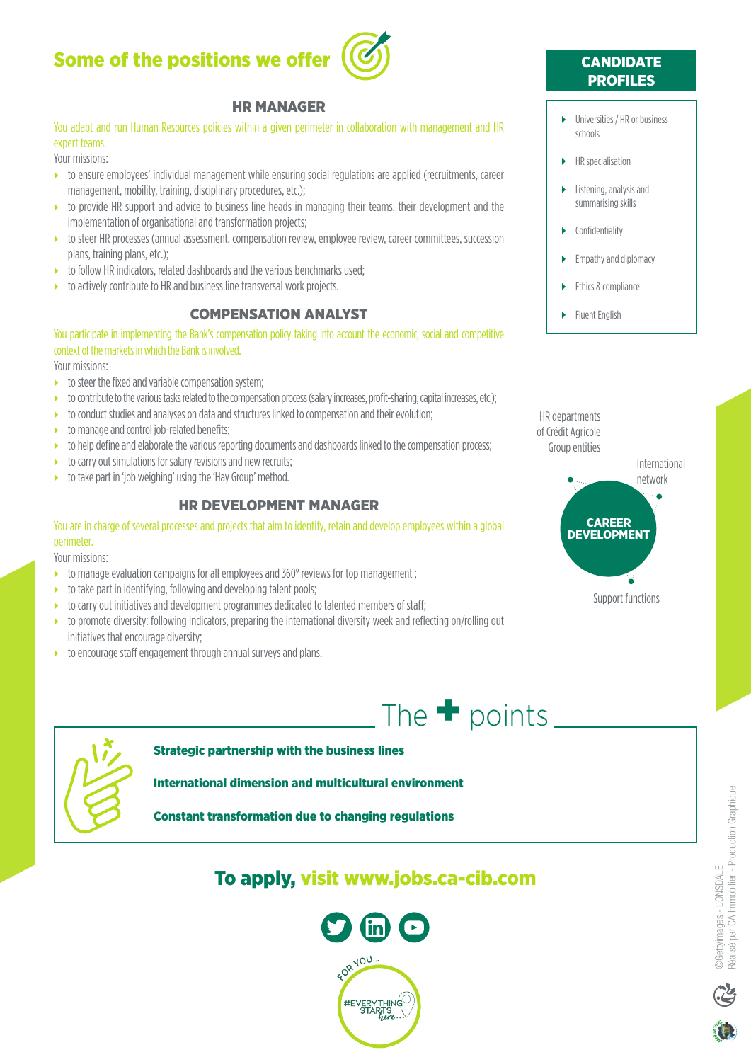## Some of the positions we offer

### HR MANAGER

You adapt and run Human Resources policies within a given perimeter in collaboration with management and HR expert teams.

Your missions:

- to ensure employees' individual management while ensuring social regulations are applied (recruitments, career management, mobility, training, disciplinary procedures, etc.);
- to provide HR support and advice to business line heads in managing their teams, their development and the implementation of organisational and transformation projects;
- to steer HR processes (annual assessment, compensation review, employee review, career committees, succession plans, training plans, etc.);
- to follow HR indicators, related dashboards and the various benchmarks used;
- to actively contribute to HR and business line transversal work projects.

### COMPENSATION ANALYST

You participate in implementing the Bank's compensation policy taking into account the economic, social and competitive context of the markets in which the Bank is involved.

Your missions:

- to steer the fixed and variable compensation system;
- to contribute to the various tasks related to the compensation process (salary increases, profit-sharing, capital increases, etc.);
- to conduct studies and analyses on data and structures linked to compensation and their evolution;
- to manage and control job-related benefits;
- to help define and elaborate the various reporting documents and dashboards linked to the compensation process;
- to carry out simulations for salary revisions and new recruits;
- to take part in 'job weighing' using the 'Hay Group' method.

### HR DEVELOPMENT MANAGER

You are in charge of several processes and projects that aim to identify, retain and develop employees within a global perimeter.

Your missions:

- to manage evaluation campaigns for all employees and 360° reviews for top management ;
- to take part in identifying, following and developing talent pools;
- to carry out initiatives and development programmes dedicated to talented members of staff;
- to promote diversity: following indicators, preparing the international diversity week and reflecting on/rolling out initiatives that encourage diversity;
- to encourage staff engagement through annual surveys and plans.

## CANDIDATE PROFILES

- Universities / HR or business schools
- HR specialisation
- Listening, analysis and summarising skills
- Confidentiality
- Empathy and diplomacy
- Ethics & compliance
- Fluent English

**CAREER DEVELOPMENT**

HR departments of Crédit Agricole Group entities

International network

Support functions

## The ✚ points

**Strategic partnership with the business lines**

**International dimension and multicultural environment**

**Constant transformation due to changing regulations**

## To apply, visit www.jobs.ca-cib.com

FOR YOU... #EVERYTHING STARTS here...

©Gettyimages - LONSDALE
Réalisé par CA Immobilier - Production Graphique